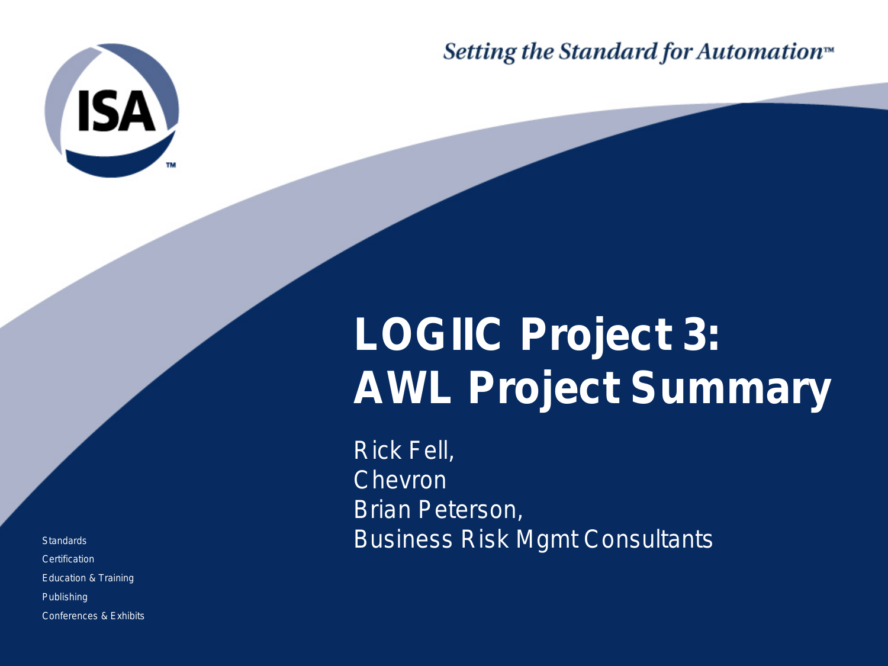Setting the Standard for Automation™

# LOGIIC Project 3: AWL Project Summary

Rick Fell,
Chevron
Brian Peterson,
Business Risk Mgmt Consultants

Standards
Certification
Education & Training
Publishing
Conferences & Exhibits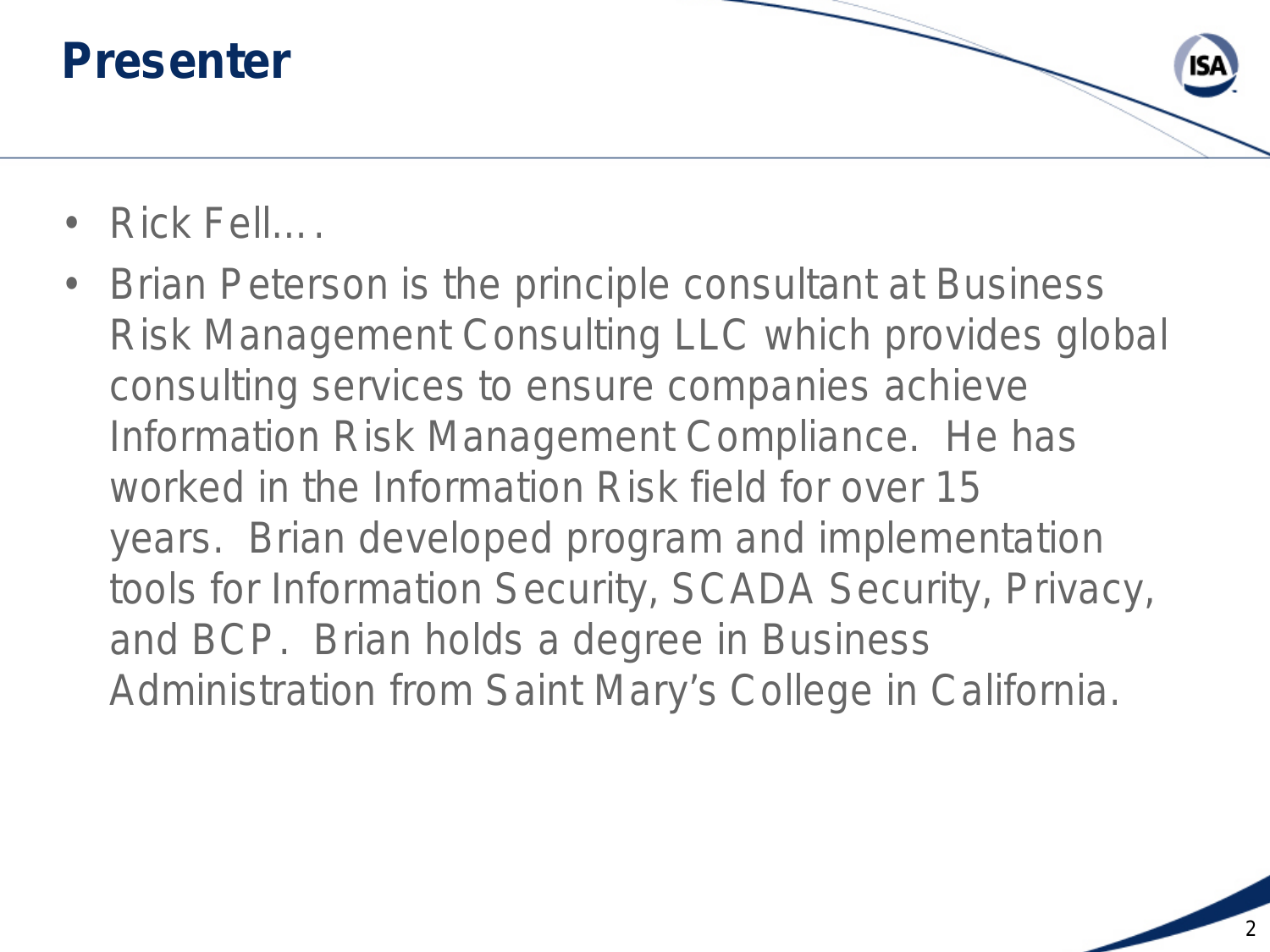# Presenter

- Rick Fell….
- Brian Peterson is the principle consultant at Business Risk Management Consulting LLC which provides global consulting services to ensure companies achieve Information Risk Management Compliance. He has worked in the Information Risk field for over 15 years. Brian developed program and implementation tools for Information Security, SCADA Security, Privacy, and BCP. Brian holds a degree in Business Administration from Saint Mary's College in California.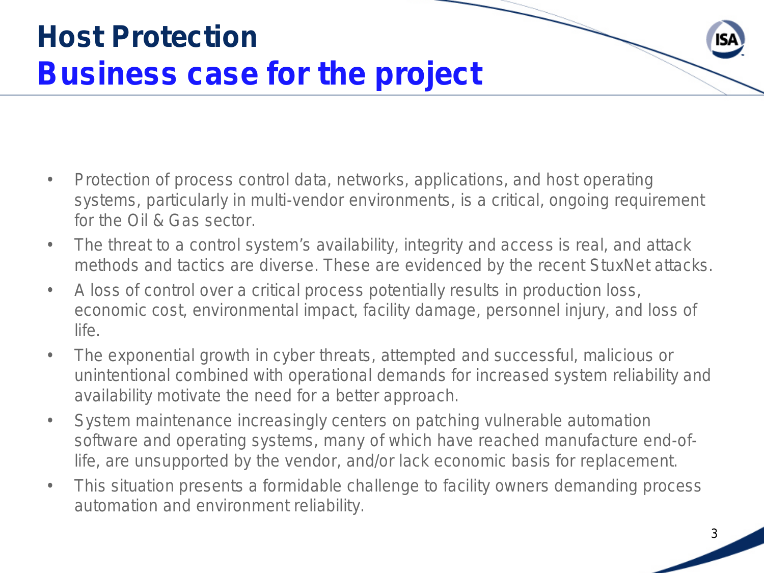# Host Protection
## Business case for the project

- Protection of process control data, networks, applications, and host operating systems, particularly in multi-vendor environments, is a critical, ongoing requirement for the Oil & Gas sector.
- The threat to a control system's availability, integrity and access is real, and attack methods and tactics are diverse. These are evidenced by the recent StuxNet attacks.
- A loss of control over a critical process potentially results in production loss, economic cost, environmental impact, facility damage, personnel injury, and loss of life.
- The exponential growth in cyber threats, attempted and successful, malicious or unintentional combined with operational demands for increased system reliability and availability motivate the need for a better approach.
- System maintenance increasingly centers on patching vulnerable automation software and operating systems, many of which have reached manufacture end-of-life, are unsupported by the vendor, and/or lack economic basis for replacement.
- This situation presents a formidable challenge to facility owners demanding process automation and environment reliability.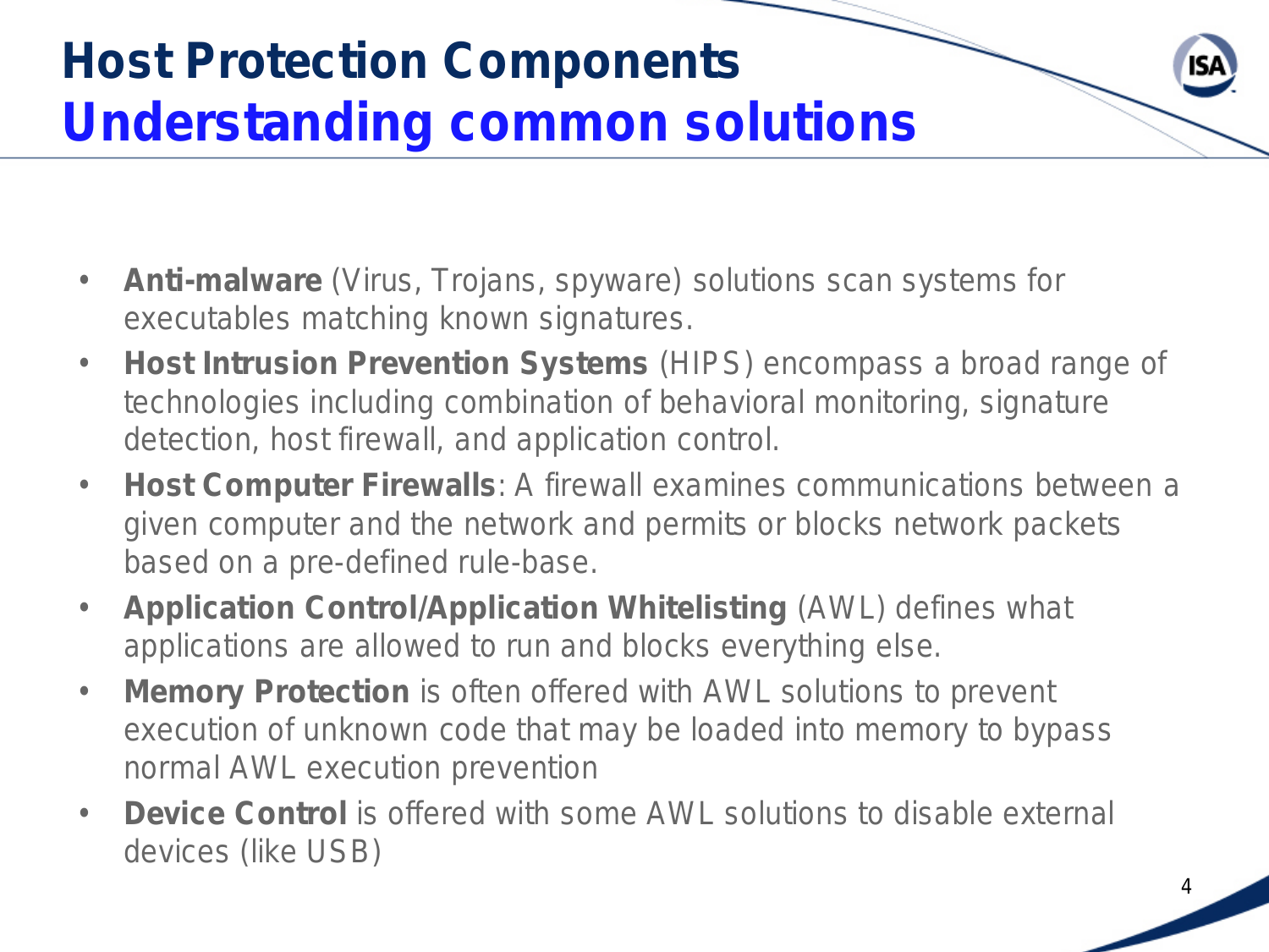# Host Protection Components
## Understanding common solutions

- **Anti-malware** (Virus, Trojans, spyware) solutions scan systems for executables matching known signatures.
- **Host Intrusion Prevention Systems** (HIPS) encompass a broad range of technologies including combination of behavioral monitoring, signature detection, host firewall, and application control.
- **Host Computer Firewalls**: A firewall examines communications between a given computer and the network and permits or blocks network packets based on a pre-defined rule-base.
- **Application Control/Application Whitelisting** (AWL) defines what applications are allowed to run and blocks everything else.
- **Memory Protection** is often offered with AWL solutions to prevent execution of unknown code that may be loaded into memory to bypass normal AWL execution prevention
- **Device Control** is offered with some AWL solutions to disable external devices (like USB)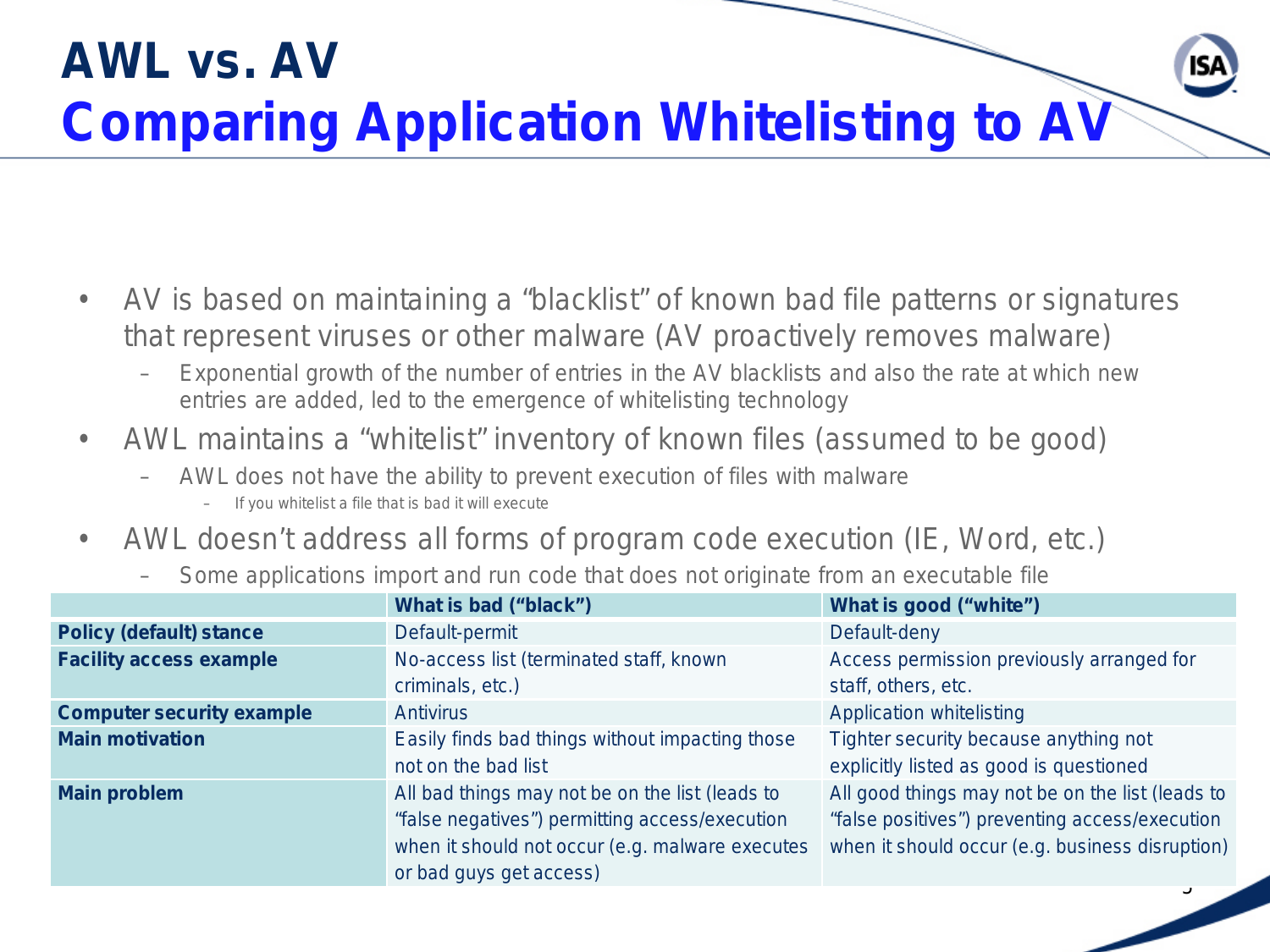# AWL vs. AV

## Comparing Application Whitelisting to AV

- AV is based on maintaining a "blacklist" of known bad file patterns or signatures that represent viruses or other malware (AV proactively removes malware)
  - Exponential growth of the number of entries in the AV blacklists and also the rate at which new entries are added, led to the emergence of whitelisting technology
- AWL maintains a "whitelist" inventory of known files (assumed to be good)
  - AWL does not have the ability to prevent execution of files with malware
    - If you whitelist a file that is bad it will execute
- AWL doesn't address all forms of program code execution (IE, Word, etc.)
  - Some applications import and run code that does not originate from an executable file

| | What is bad ("black") | What is good ("white") |
|---|---|---|
| **Policy (default) stance** | Default-permit | Default-deny |
| **Facility access example** | No-access list (terminated staff, known criminals, etc.) | Access permission previously arranged for staff, others, etc. |
| **Computer security example** | Antivirus | Application whitelisting |
| **Main motivation** | Easily finds bad things without impacting those not on the bad list | Tighter security because anything not explicitly listed as good is questioned |
| **Main problem** | All bad things may not be on the list (leads to "false negatives") permitting access/execution when it should not occur (e.g. malware executes or bad guys get access) | All good things may not be on the list (leads to "false positives") preventing access/execution when it should occur (e.g. business disruption) |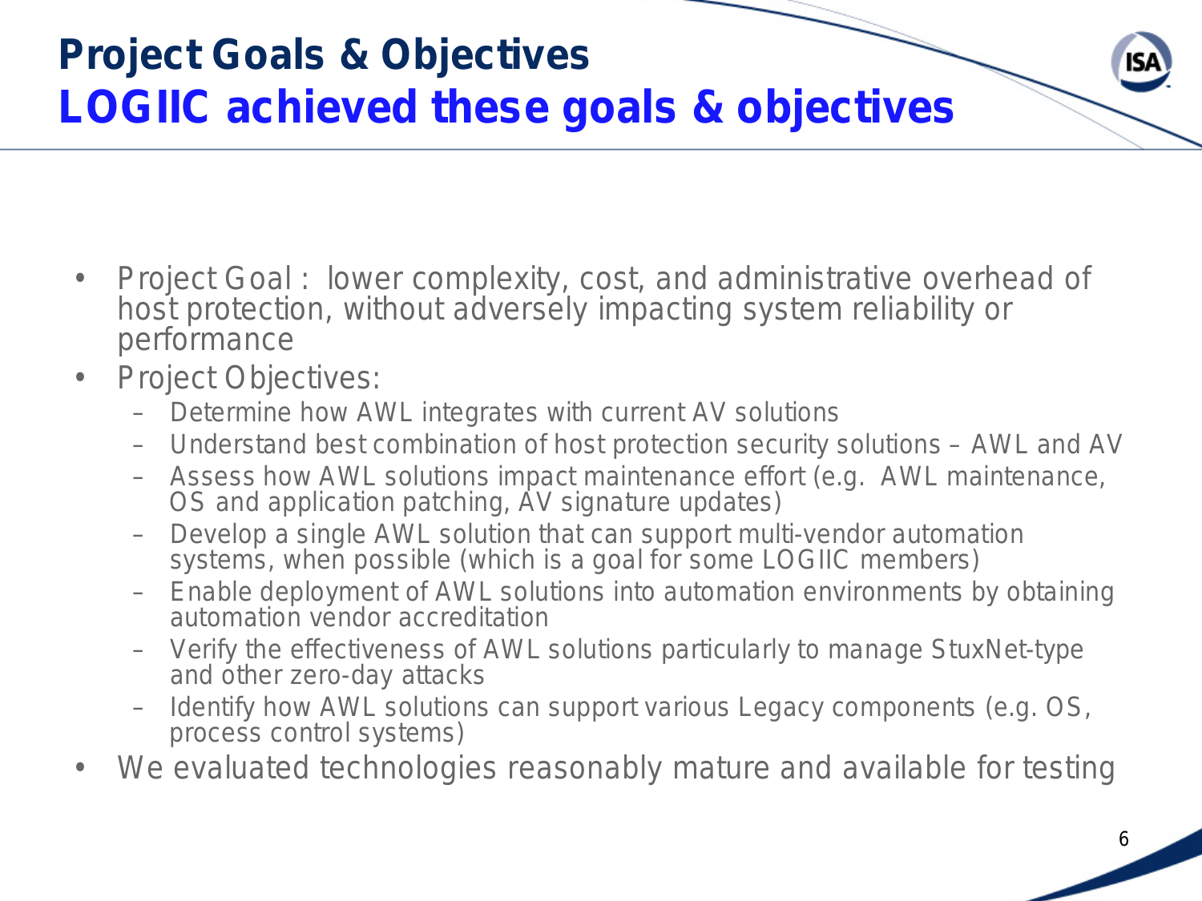# Project Goals & Objectives
## LOGIIC achieved these goals & objectives

- Project Goal : lower complexity, cost, and administrative overhead of host protection, without adversely impacting system reliability or performance
- Project Objectives:
  - Determine how AWL integrates with current AV solutions
  - Understand best combination of host protection security solutions – AWL and AV
  - Assess how AWL solutions impact maintenance effort (e.g. AWL maintenance, OS and application patching, AV signature updates)
  - Develop a single AWL solution that can support multi-vendor automation systems, when possible (which is a goal for some LOGIIC members)
  - Enable deployment of AWL solutions into automation environments by obtaining automation vendor accreditation
  - Verify the effectiveness of AWL solutions particularly to manage StuxNet-type and other zero-day attacks
  - Identify how AWL solutions can support various Legacy components (e.g. OS, process control systems)
- We evaluated technologies reasonably mature and available for testing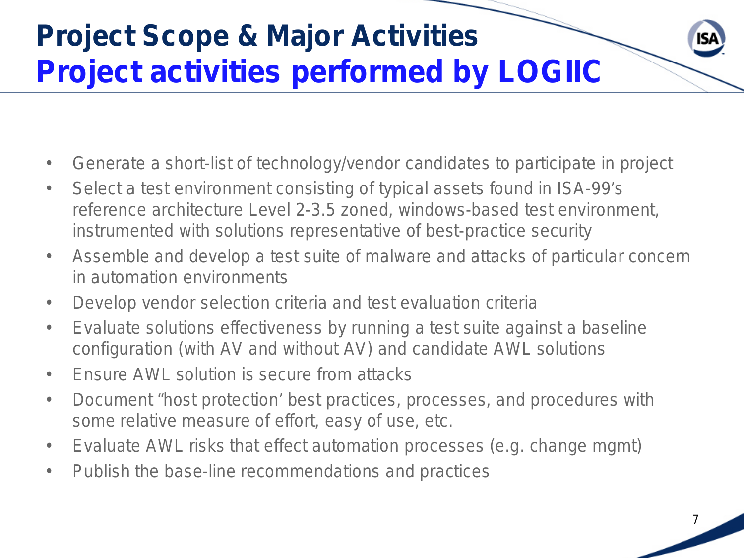# Project Scope & Major Activities
## Project activities performed by LOGIIC

- Generate a short-list of technology/vendor candidates to participate in project
- Select a test environment consisting of typical assets found in ISA-99's reference architecture Level 2-3.5 zoned, windows-based test environment, instrumented with solutions representative of best-practice security
- Assemble and develop a test suite of malware and attacks of particular concern in automation environments
- Develop vendor selection criteria and test evaluation criteria
- Evaluate solutions effectiveness by running a test suite against a baseline configuration (with AV and without AV) and candidate AWL solutions
- Ensure AWL solution is secure from attacks
- Document "host protection' best practices, processes, and procedures with some relative measure of effort, easy of use, etc.
- Evaluate AWL risks that effect automation processes (e.g. change mgmt)
- Publish the base-line recommendations and practices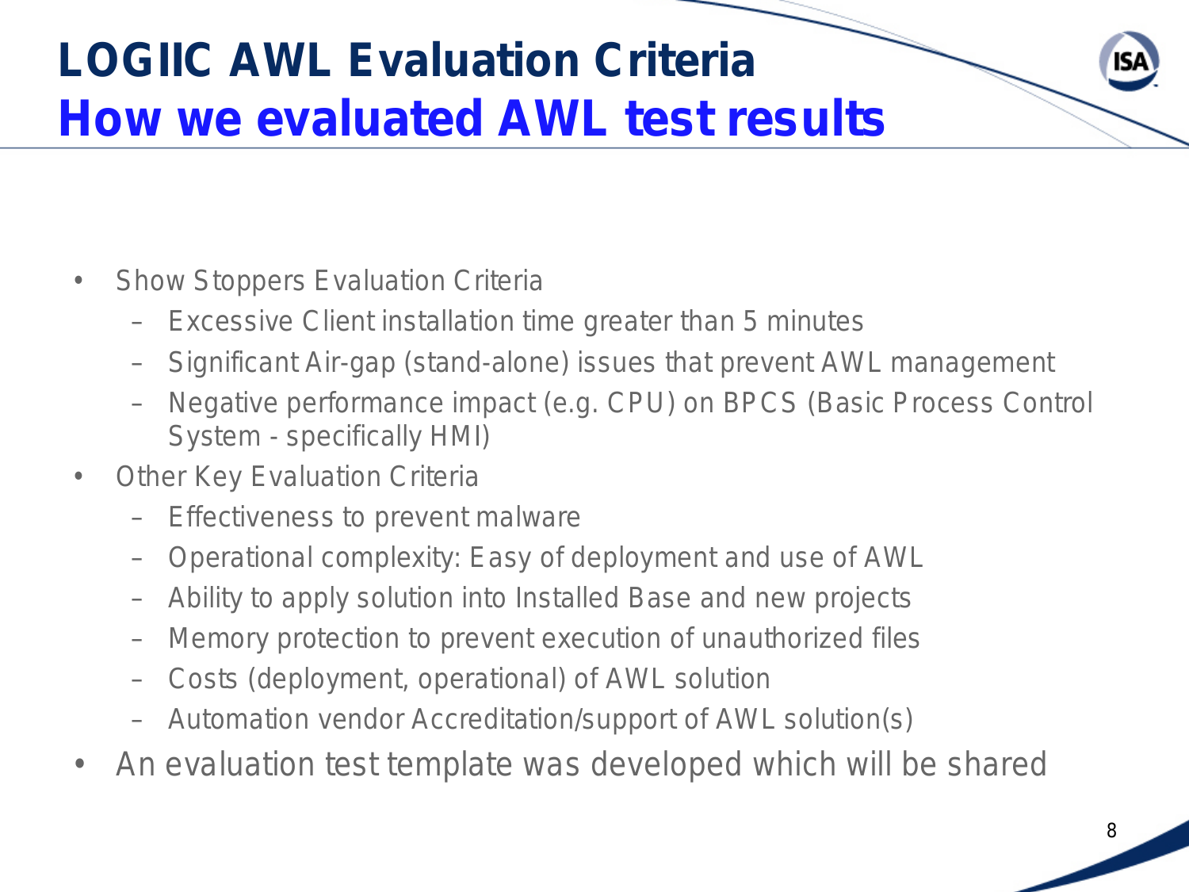# LOGIIC AWL Evaluation Criteria
## How we evaluated AWL test results

- Show Stoppers Evaluation Criteria
  - Excessive Client installation time greater than 5 minutes
  - Significant Air-gap (stand-alone) issues that prevent AWL management
  - Negative performance impact (e.g. CPU) on BPCS (Basic Process Control System - specifically HMI)
- Other Key Evaluation Criteria
  - Effectiveness to prevent malware
  - Operational complexity: Easy of deployment and use of AWL
  - Ability to apply solution into Installed Base and new projects
  - Memory protection to prevent execution of unauthorized files
  - Costs (deployment, operational) of AWL solution
  - Automation vendor Accreditation/support of AWL solution(s)
- An evaluation test template was developed which will be shared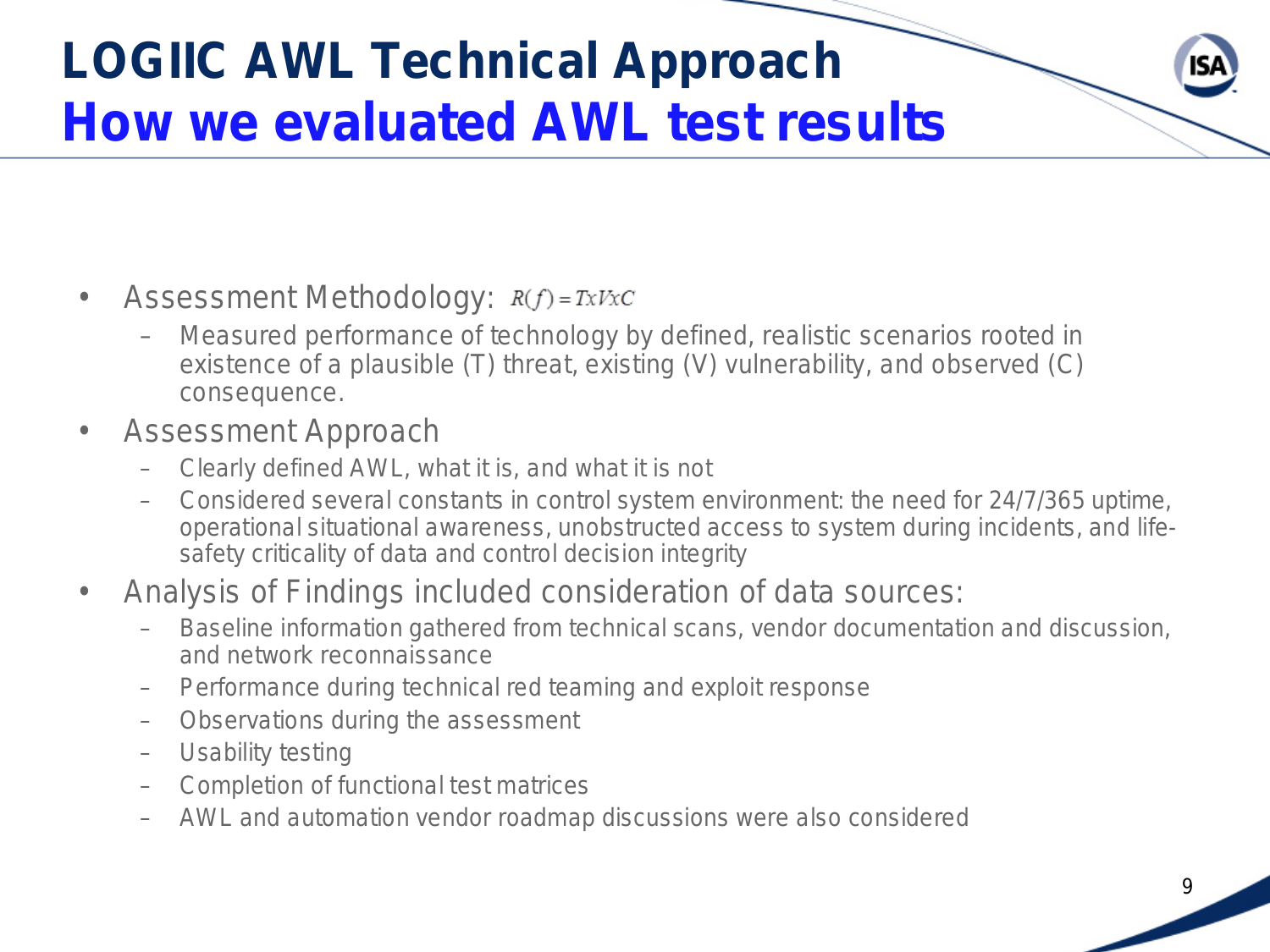# LOGIIC AWL Technical Approach
## How we evaluated AWL test results

- Assessment Methodology: $R(f) = TxVxC$
  - Measured performance of technology by defined, realistic scenarios rooted in existence of a plausible (T) threat, existing (V) vulnerability, and observed (C) consequence.
- Assessment Approach
  - Clearly defined AWL, what it is, and what it is not
  - Considered several constants in control system environment: the need for 24/7/365 uptime, operational situational awareness, unobstructed access to system during incidents, and life-safety criticality of data and control decision integrity
- Analysis of Findings included consideration of data sources:
  - Baseline information gathered from technical scans, vendor documentation and discussion, and network reconnaissance
  - Performance during technical red teaming and exploit response
  - Observations during the assessment
  - Usability testing
  - Completion of functional test matrices
  - AWL and automation vendor roadmap discussions were also considered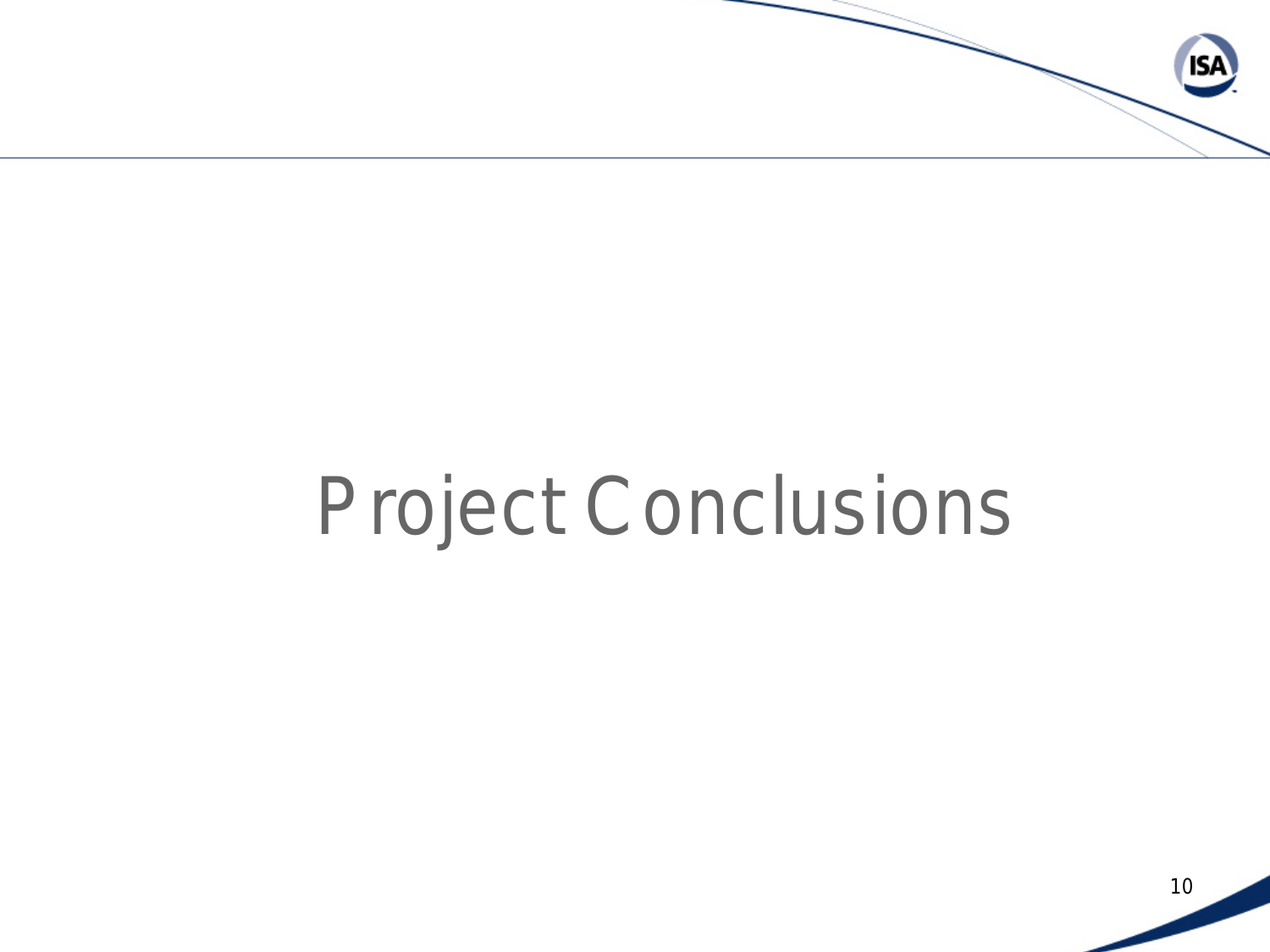# Project Conclusions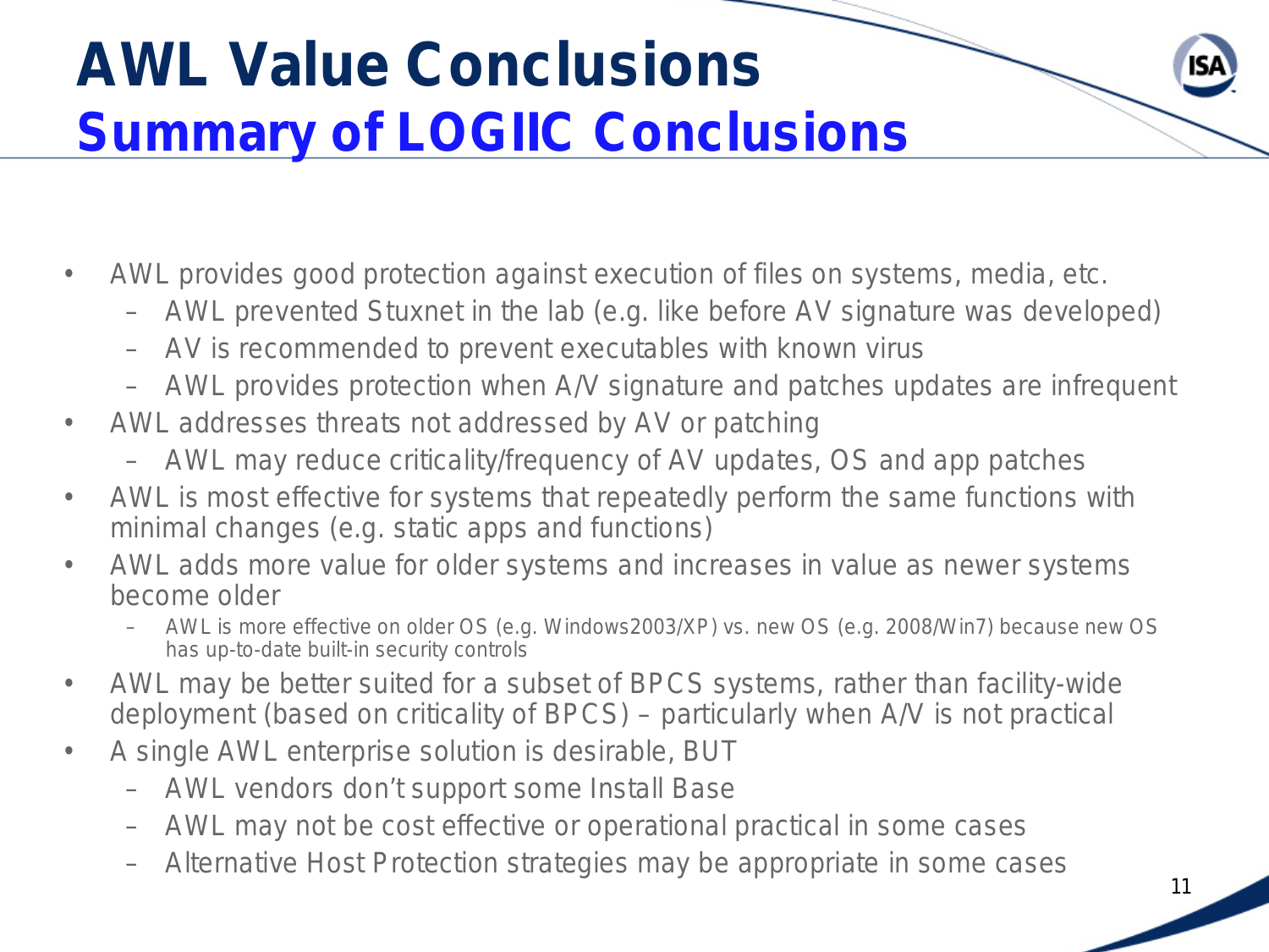# AWL Value Conclusions

## Summary of LOGIIC Conclusions

- AWL provides good protection against execution of files on systems, media, etc.
  - AWL prevented Stuxnet in the lab (e.g. like before AV signature was developed)
  - AV is recommended to prevent executables with known virus
  - AWL provides protection when A/V signature and patches updates are infrequent
- AWL addresses threats not addressed by AV or patching
  - AWL may reduce criticality/frequency of AV updates, OS and app patches
- AWL is most effective for systems that repeatedly perform the same functions with minimal changes (e.g. static apps and functions)
- AWL adds more value for older systems and increases in value as newer systems become older
  - AWL is more effective on older OS (e.g. Windows2003/XP) vs. new OS (e.g. 2008/Win7) because new OS has up-to-date built-in security controls
- AWL may be better suited for a subset of BPCS systems, rather than facility-wide deployment (based on criticality of BPCS) – particularly when A/V is not practical
- A single AWL enterprise solution is desirable, BUT
  - AWL vendors don't support some Install Base
  - AWL may not be cost effective or operational practical in some cases
  - Alternative Host Protection strategies may be appropriate in some cases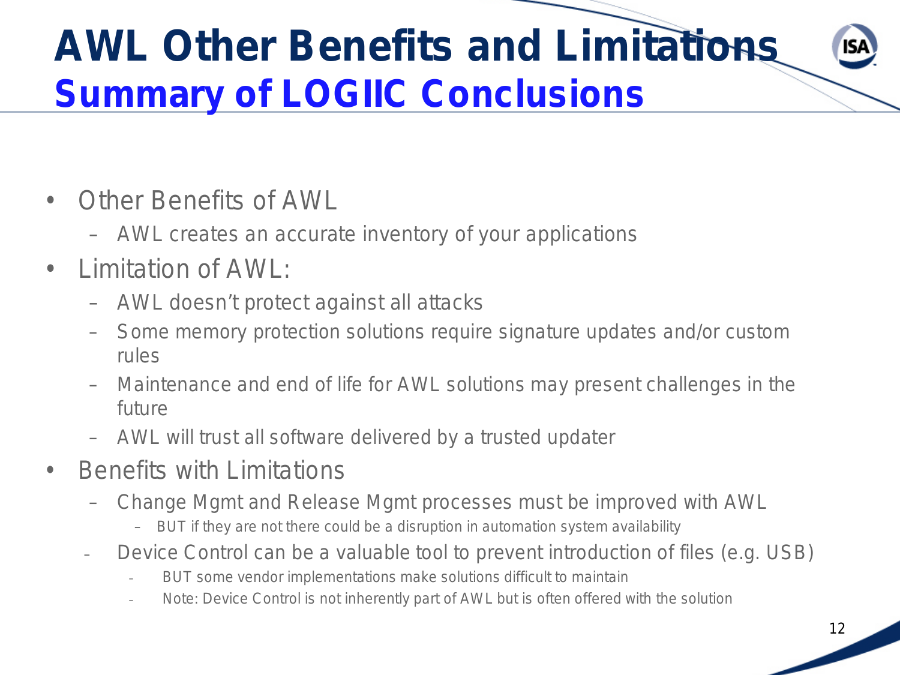# AWL Other Benefits and Limitations
## Summary of LOGIIC Conclusions

- Other Benefits of AWL
  - AWL creates an accurate inventory of your applications
- Limitation of AWL:
  - AWL doesn't protect against all attacks
  - Some memory protection solutions require signature updates and/or custom rules
  - Maintenance and end of life for AWL solutions may present challenges in the future
  - AWL will trust all software delivered by a trusted updater
- Benefits with Limitations
  - Change Mgmt and Release Mgmt processes must be improved with AWL
    - BUT if they are not there could be a disruption in automation system availability
  - Device Control can be a valuable tool to prevent introduction of files (e.g. USB)
    - BUT some vendor implementations make solutions difficult to maintain
    - Note: Device Control is not inherently part of AWL but is often offered with the solution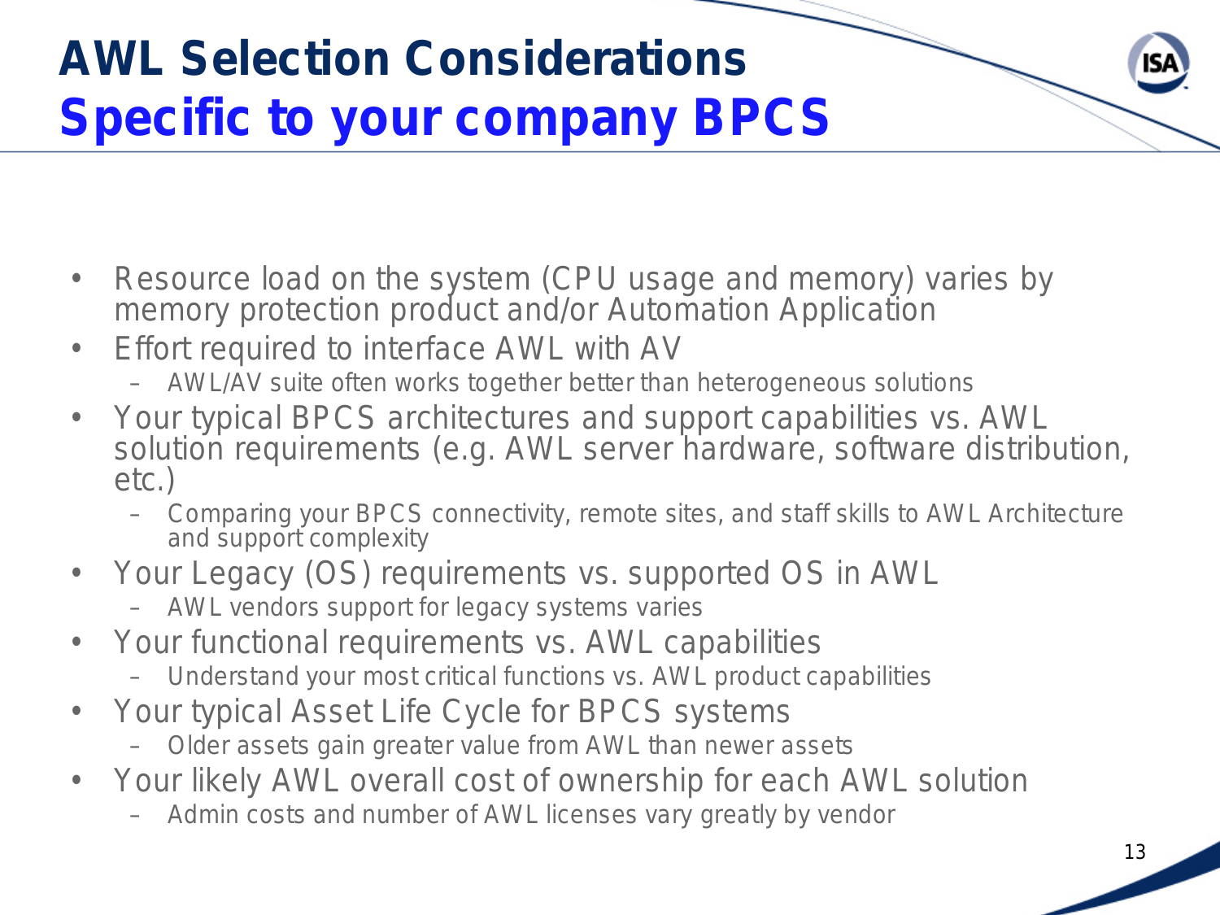# AWL Selection Considerations
## Specific to your company BPCS

- Resource load on the system (CPU usage and memory) varies by memory protection product and/or Automation Application
- Effort required to interface AWL with AV
  - AWL/AV suite often works together better than heterogeneous solutions
- Your typical BPCS architectures and support capabilities vs. AWL solution requirements (e.g. AWL server hardware, software distribution, etc.)
  - Comparing your BPCS connectivity, remote sites, and staff skills to AWL Architecture and support complexity
- Your Legacy (OS) requirements vs. supported OS in AWL
  - AWL vendors support for legacy systems varies
- Your functional requirements vs. AWL capabilities
  - Understand your most critical functions vs. AWL product capabilities
- Your typical Asset Life Cycle for BPCS systems
  - Older assets gain greater value from AWL than newer assets
- Your likely AWL overall cost of ownership for each AWL solution
  - Admin costs and number of AWL licenses vary greatly by vendor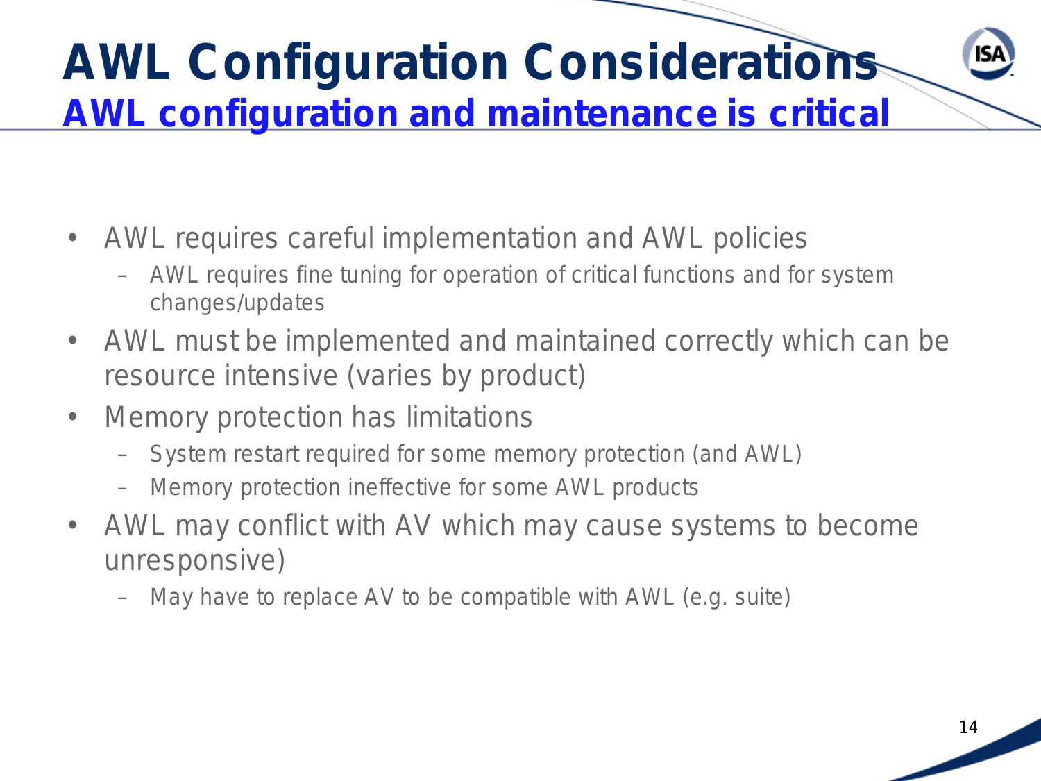# AWL Configuration Considerations

## AWL configuration and maintenance is critical

- AWL requires careful implementation and AWL policies
  - AWL requires fine tuning for operation of critical functions and for system changes/updates
- AWL must be implemented and maintained correctly which can be resource intensive (varies by product)
- Memory protection has limitations
  - System restart required for some memory protection (and AWL)
  - Memory protection ineffective for some AWL products
- AWL may conflict with AV which may cause systems to become unresponsive)
  - May have to replace AV to be compatible with AWL (e.g. suite)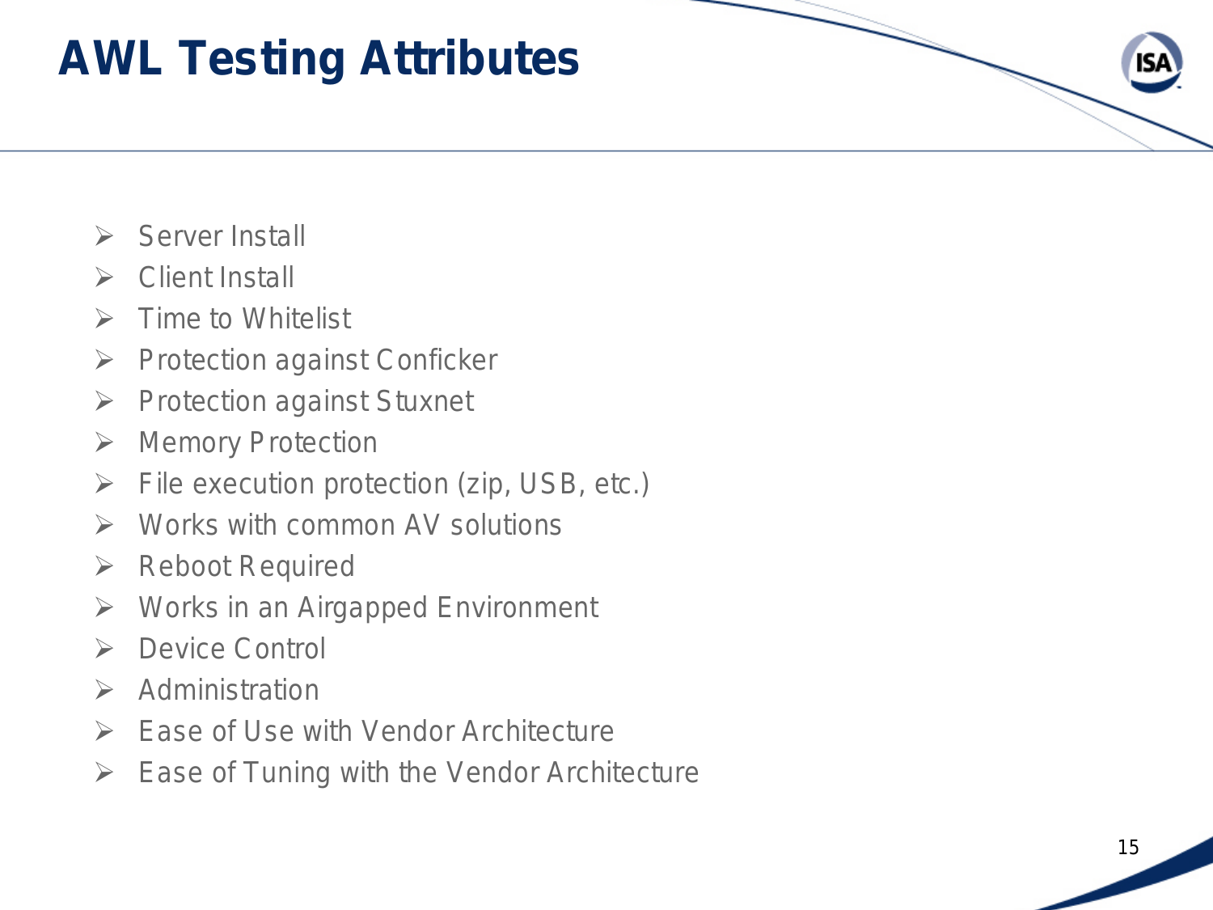# AWL Testing Attributes

- Server Install
- Client Install
- Time to Whitelist
- Protection against Conficker
- Protection against Stuxnet
- Memory Protection
- File execution protection (zip, USB, etc.)
- Works with common AV solutions
- Reboot Required
- Works in an Airgapped Environment
- Device Control
- Administration
- Ease of Use with Vendor Architecture
- Ease of Tuning with the Vendor Architecture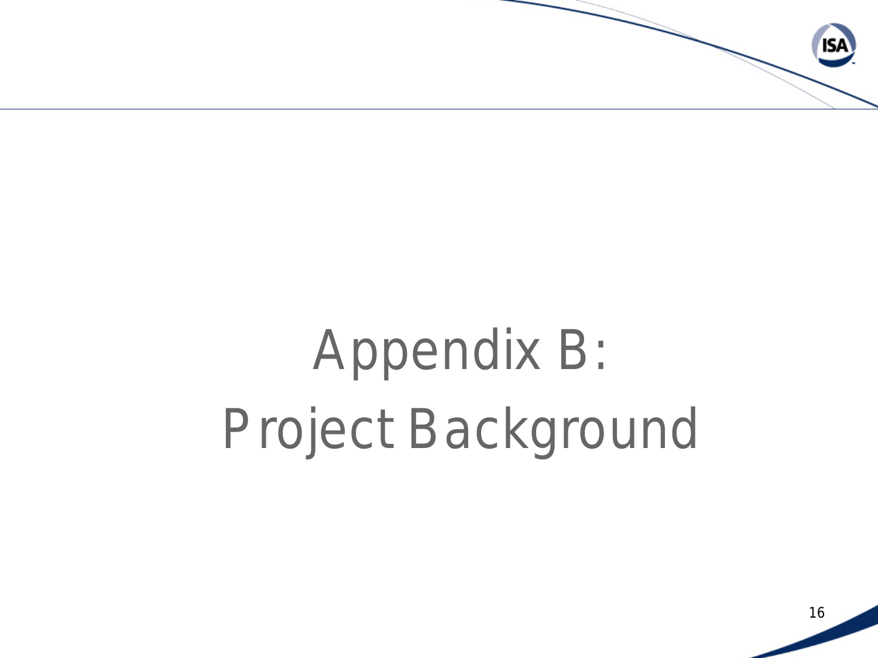# Appendix B: Project Background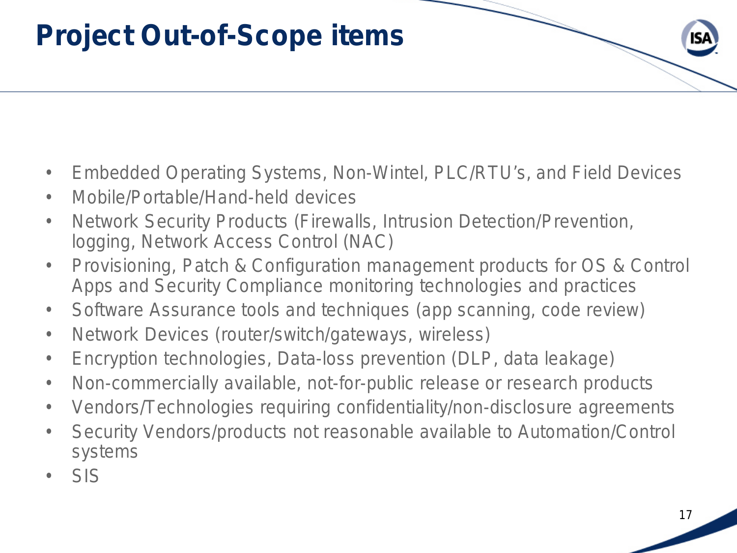# Project Out-of-Scope items

- Embedded Operating Systems, Non-Wintel, PLC/RTU's, and Field Devices
- Mobile/Portable/Hand-held devices
- Network Security Products (Firewalls, Intrusion Detection/Prevention, logging, Network Access Control (NAC)
- Provisioning, Patch & Configuration management products for OS & Control Apps and Security Compliance monitoring technologies and practices
- Software Assurance tools and techniques (app scanning, code review)
- Network Devices (router/switch/gateways, wireless)
- Encryption technologies, Data-loss prevention (DLP, data leakage)
- Non-commercially available, not-for-public release or research products
- Vendors/Technologies requiring confidentiality/non-disclosure agreements
- Security Vendors/products not reasonable available to Automation/Control systems
- SIS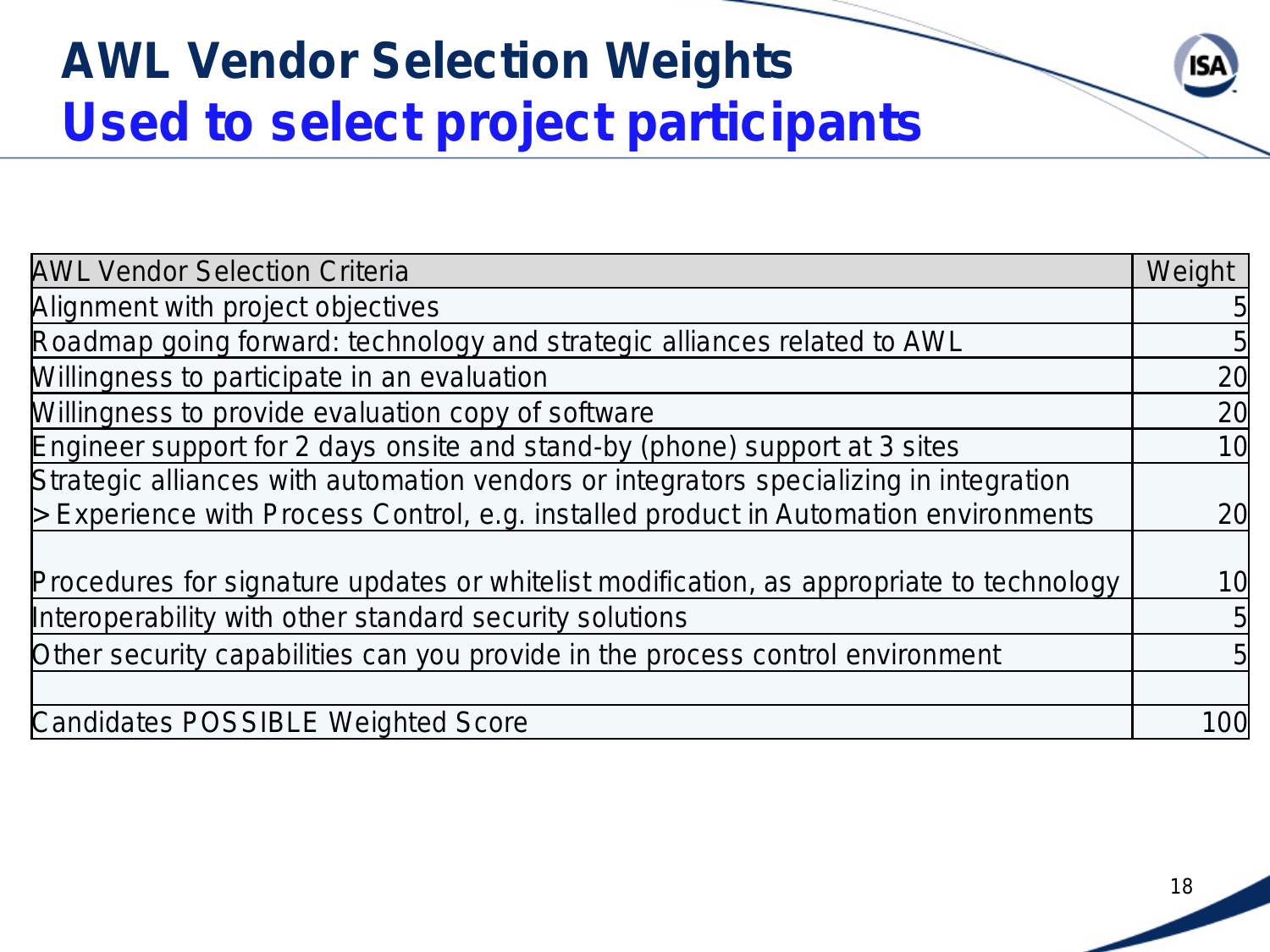# AWL Vendor Selection Weights
## Used to select project participants

| AWL Vendor Selection Criteria | Weight |
|---|---|
| Alignment with project objectives | 5 |
| Roadmap going forward: technology and strategic alliances related to AWL | 5 |
| Willingness to participate in an evaluation | 20 |
| Willingness to provide evaluation copy of software | 20 |
| Engineer support for 2 days onsite and stand-by (phone) support at 3 sites | 10 |
| Strategic alliances with automation vendors or integrators specializing in integration > Experience with Process Control, e.g. installed product in Automation environments | 20 |
| Procedures for signature updates or whitelist modification, as appropriate to technology | 10 |
| Interoperability with other standard security solutions | 5 |
| Other security capabilities can you provide in the process control environment | 5 |
| | |
| Candidates POSSIBLE Weighted Score | 100 |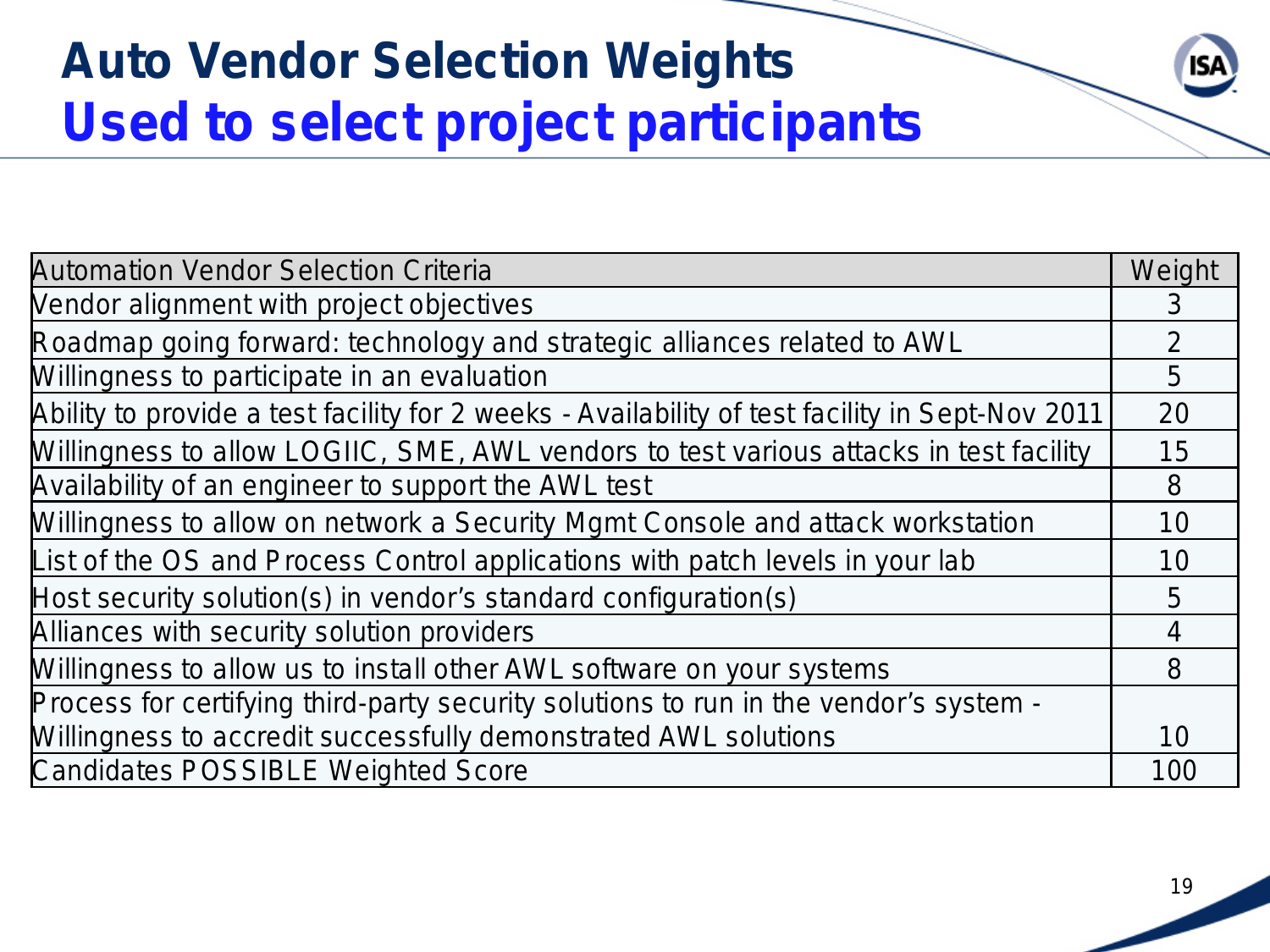# Auto Vendor Selection Weights
## Used to select project participants

| Automation Vendor Selection Criteria | Weight |
|---|---|
| Vendor alignment with project objectives | 3 |
| Roadmap going forward: technology and strategic alliances related to AWL | 2 |
| Willingness to participate in an evaluation | 5 |
| Ability to provide a test facility for 2 weeks - Availability of test facility in Sept-Nov 2011 | 20 |
| Willingness to allow LOGIIC, SME, AWL vendors to test various attacks in test facility | 15 |
| Availability of an engineer to support the AWL test | 8 |
| Willingness to allow on network a Security Mgmt Console and attack workstation | 10 |
| List of the OS and Process Control applications with patch levels in your lab | 10 |
| Host security solution(s) in vendor's standard configuration(s) | 5 |
| Alliances with security solution providers | 4 |
| Willingness to allow us to install other AWL software on your systems | 8 |
| Process for certifying third-party security solutions to run in the vendor's system - Willingness to accredit successfully demonstrated AWL solutions | 10 |
| Candidates POSSIBLE Weighted Score | 100 |